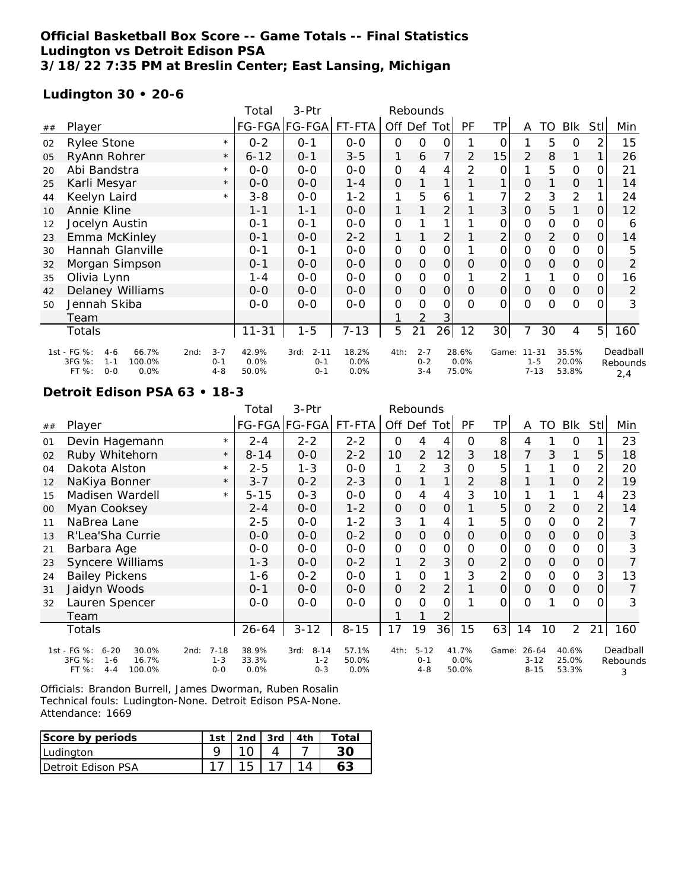**Official Basketball Box Score -- Game Totals -- Final Statistics**
**Ludington vs Detroit Edison PSA**
**3/18/22 7:35 PM at Breslin Center; East Lansing, Michigan**

### Ludington 30 • 20-6

| ## | Player | | Total FG-FGA | 3-Ptr FG-FGA | FT-FTA | Rebounds Off | Def | Tot | PF | TP | A | TO | Blk | Stl | Min |
|---|---|---|---|---|---|---|---|---|---|---|---|---|---|---|---|
| 02 | Rylee Stone | * | 0-2 | 0-1 | 0-0 | 0 | 0 | 0 | 1 | 0 | 1 | 5 | 0 | 2 | 15 |
| 05 | RyAnn Rohrer | * | 6-12 | 0-1 | 3-5 | 1 | 6 | 7 | 2 | 15 | 2 | 8 | 1 | 1 | 26 |
| 20 | Abi Bandstra | * | 0-0 | 0-0 | 0-0 | 0 | 4 | 4 | 2 | 0 | 1 | 5 | 0 | 0 | 21 |
| 25 | Karli Mesyar | * | 0-0 | 0-0 | 1-4 | 0 | 1 | 1 | 1 | 1 | 0 | 1 | 0 | 1 | 14 |
| 44 | Keelyn Laird | * | 3-8 | 0-0 | 1-2 | 1 | 5 | 6 | 1 | 7 | 2 | 3 | 2 | 1 | 24 |
| 10 | Annie Kline | | 1-1 | 1-1 | 0-0 | 1 | 1 | 2 | 1 | 3 | 0 | 5 | 1 | 0 | 12 |
| 12 | Jocelyn Austin | | 0-1 | 0-1 | 0-0 | 0 | 1 | 1 | 1 | 0 | 0 | 0 | 0 | 0 | 6 |
| 23 | Emma McKinley | | 0-1 | 0-0 | 2-2 | 1 | 1 | 2 | 1 | 2 | 0 | 2 | 0 | 0 | 14 |
| 30 | Hannah Glanville | | 0-1 | 0-1 | 0-0 | 0 | 0 | 0 | 1 | 0 | 0 | 0 | 0 | 0 | 5 |
| 32 | Morgan Simpson | | 0-1 | 0-0 | 0-0 | 0 | 0 | 0 | 0 | 0 | 0 | 0 | 0 | 0 | 2 |
| 35 | Olivia Lynn | | 1-4 | 0-0 | 0-0 | 0 | 0 | 0 | 1 | 2 | 1 | 1 | 0 | 0 | 16 |
| 42 | Delaney Williams | | 0-0 | 0-0 | 0-0 | 0 | 0 | 0 | 0 | 0 | 0 | 0 | 0 | 0 | 2 |
| 50 | Jennah Skiba | | 0-0 | 0-0 | 0-0 | 0 | 0 | 0 | 0 | 0 | 0 | 0 | 0 | 0 | 3 |
| | Team | | | | | 1 | 2 | 3 | | | | | | | |
| | Totals | | 11-31 | 1-5 | 7-13 | 5 | 21 | 26 | 12 | 30 | 7 | 30 | 4 | 5 | 160 |

| | 1st | 2nd | 3rd | 4th | Game | Deadball Rebounds |
|---|---|---|---|---|---|---|
| FG % | 4-6 66.7% | 3-7 42.9% | 2-11 18.2% | 2-7 28.6% | 11-31 35.5% | 2,4 |
| 3FG % | 1-1 100.0% | 0-1 0.0% | 0-1 0.0% | 0-2 0.0% | 1-5 20.0% | |
| FT % | 0-0 0.0% | 4-8 50.0% | 0-1 0.0% | 3-4 75.0% | 7-13 53.8% | |

### Detroit Edison PSA 63 • 18-3

| ## | Player | | Total FG-FGA | 3-Ptr FG-FGA | FT-FTA | Rebounds Off | Def | Tot | PF | TP | A | TO | Blk | Stl | Min |
|---|---|---|---|---|---|---|---|---|---|---|---|---|---|---|---|
| 01 | Devin Hagemann | * | 2-4 | 2-2 | 2-2 | 0 | 4 | 4 | 0 | 8 | 4 | 1 | 0 | 1 | 23 |
| 02 | Ruby Whitehorn | * | 8-14 | 0-0 | 2-2 | 10 | 2 | 12 | 3 | 18 | 7 | 3 | 1 | 5 | 18 |
| 04 | Dakota Alston | * | 2-5 | 1-3 | 0-0 | 1 | 2 | 3 | 0 | 5 | 1 | 1 | 0 | 2 | 20 |
| 12 | NaKiya Bonner | * | 3-7 | 0-2 | 2-3 | 0 | 1 | 1 | 2 | 8 | 1 | 1 | 0 | 2 | 19 |
| 15 | Madisen Wardell | * | 5-15 | 0-3 | 0-0 | 0 | 4 | 4 | 3 | 10 | 1 | 1 | 1 | 4 | 23 |
| 00 | Myan Cooksey | | 2-4 | 0-0 | 1-2 | 0 | 0 | 0 | 1 | 5 | 0 | 2 | 0 | 2 | 14 |
| 11 | NaBrea Lane | | 2-5 | 0-0 | 1-2 | 3 | 1 | 4 | 1 | 5 | 0 | 0 | 0 | 2 | 7 |
| 13 | R'Lea'Sha Currie | | 0-0 | 0-0 | 0-2 | 0 | 0 | 0 | 0 | 0 | 0 | 0 | 0 | 0 | 3 |
| 21 | Barbara Age | | 0-0 | 0-0 | 0-0 | 0 | 0 | 0 | 0 | 0 | 0 | 0 | 0 | 0 | 3 |
| 23 | Syncere Williams | | 1-3 | 0-0 | 0-2 | 1 | 2 | 3 | 0 | 2 | 0 | 0 | 0 | 0 | 7 |
| 24 | Bailey Pickens | | 1-6 | 0-2 | 0-0 | 1 | 0 | 1 | 3 | 2 | 0 | 0 | 0 | 3 | 13 |
| 31 | Jaidyn Woods | | 0-1 | 0-0 | 0-0 | 0 | 2 | 2 | 1 | 0 | 0 | 0 | 0 | 0 | 7 |
| 32 | Lauren Spencer | | 0-0 | 0-0 | 0-0 | 0 | 0 | 0 | 1 | 0 | 0 | 1 | 0 | 0 | 3 |
| | Team | | | | | 1 | 1 | 2 | | | | | | | |
| | Totals | | 26-64 | 3-12 | 8-15 | 17 | 19 | 36 | 15 | 63 | 14 | 10 | 2 | 21 | 160 |

| | 1st | 2nd | 3rd | 4th | Game | Deadball Rebounds |
|---|---|---|---|---|---|---|
| FG % | 6-20 30.0% | 7-18 38.9% | 8-14 57.1% | 5-12 41.7% | 26-64 40.6% | 3 |
| 3FG % | 1-6 16.7% | 1-3 33.3% | 1-2 50.0% | 0-1 0.0% | 3-12 25.0% | |
| FT % | 4-4 100.0% | 0-0 0.0% | 0-3 0.0% | 4-8 50.0% | 8-15 53.3% | |

Officials: Brandon Burrell, James Dworman, Ruben Rosalin
Technical fouls: Ludington-None. Detroit Edison PSA-None.
Attendance: 1669

| Score by periods | 1st | 2nd | 3rd | 4th | Total |
|---|---|---|---|---|---|
| Ludington | 9 | 10 | 4 | 7 | 30 |
| Detroit Edison PSA | 17 | 15 | 17 | 14 | 63 |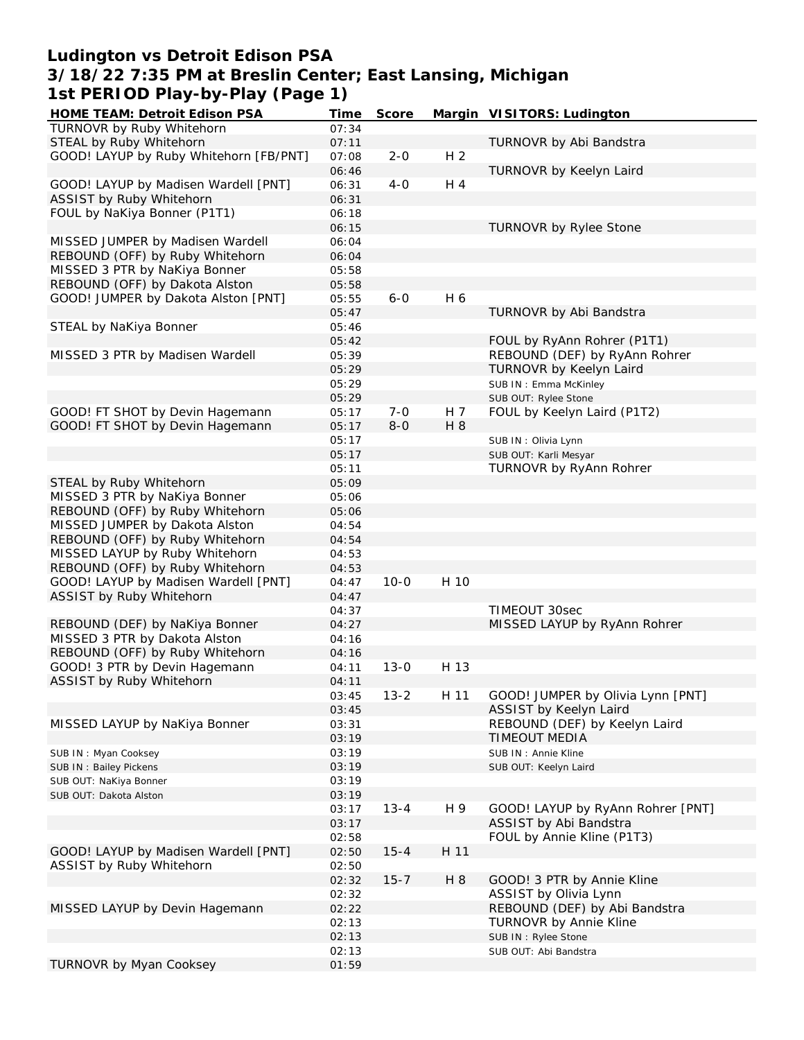# Ludington vs Detroit Edison PSA
## 3/18/22 7:35 PM at Breslin Center; East Lansing, Michigan
## 1st PERIOD Play-by-Play (Page 1)

| HOME TEAM: Detroit Edison PSA | Time | Score | Margin | VISITORS: Ludington |
|---|---|---|---|---|
| TURNOVR by Ruby Whitehorn | 07:34 | | | |
| STEAL by Ruby Whitehorn | 07:11 | | | TURNOVR by Abi Bandstra |
| GOOD! LAYUP by Ruby Whitehorn [FB/PNT] | 07:08 | 2-0 | H 2 | |
| | 06:46 | | | TURNOVR by Keelyn Laird |
| GOOD! LAYUP by Madisen Wardell [PNT] | 06:31 | 4-0 | H 4 | |
| ASSIST by Ruby Whitehorn | 06:31 | | | |
| FOUL by NaKiya Bonner (P1T1) | 06:18 | | | |
| | 06:15 | | | TURNOVR by Rylee Stone |
| MISSED JUMPER by Madisen Wardell | 06:04 | | | |
| REBOUND (OFF) by Ruby Whitehorn | 06:04 | | | |
| MISSED 3 PTR by NaKiya Bonner | 05:58 | | | |
| REBOUND (OFF) by Dakota Alston | 05:58 | | | |
| GOOD! JUMPER by Dakota Alston [PNT] | 05:55 | 6-0 | H 6 | |
| | 05:47 | | | TURNOVR by Abi Bandstra |
| STEAL by NaKiya Bonner | 05:46 | | | |
| | 05:42 | | | FOUL by RyAnn Rohrer (P1T1) |
| MISSED 3 PTR by Madisen Wardell | 05:39 | | | REBOUND (DEF) by RyAnn Rohrer |
| | 05:29 | | | TURNOVR by Keelyn Laird |
| | 05:29 | | | SUB IN : Emma McKinley |
| | 05:29 | | | SUB OUT: Rylee Stone |
| GOOD! FT SHOT by Devin Hagemann | 05:17 | 7-0 | H 7 | FOUL by Keelyn Laird (P1T2) |
| GOOD! FT SHOT by Devin Hagemann | 05:17 | 8-0 | H 8 | |
| | 05:17 | | | SUB IN : Olivia Lynn |
| | 05:17 | | | SUB OUT: Karli Mesyar |
| | 05:11 | | | TURNOVR by RyAnn Rohrer |
| STEAL by Ruby Whitehorn | 05:09 | | | |
| MISSED 3 PTR by NaKiya Bonner | 05:06 | | | |
| REBOUND (OFF) by Ruby Whitehorn | 05:06 | | | |
| MISSED JUMPER by Dakota Alston | 04:54 | | | |
| REBOUND (OFF) by Ruby Whitehorn | 04:54 | | | |
| MISSED LAYUP by Ruby Whitehorn | 04:53 | | | |
| REBOUND (OFF) by Ruby Whitehorn | 04:53 | | | |
| GOOD! LAYUP by Madisen Wardell [PNT] | 04:47 | 10-0 | H 10 | |
| ASSIST by Ruby Whitehorn | 04:47 | | | |
| | 04:37 | | | TIMEOUT 30sec |
| REBOUND (DEF) by NaKiya Bonner | 04:27 | | | MISSED LAYUP by RyAnn Rohrer |
| MISSED 3 PTR by Dakota Alston | 04:16 | | | |
| REBOUND (OFF) by Ruby Whitehorn | 04:16 | | | |
| GOOD! 3 PTR by Devin Hagemann | 04:11 | 13-0 | H 13 | |
| ASSIST by Ruby Whitehorn | 04:11 | | | |
| | 03:45 | 13-2 | H 11 | GOOD! JUMPER by Olivia Lynn [PNT] |
| | 03:45 | | | ASSIST by Keelyn Laird |
| MISSED LAYUP by NaKiya Bonner | 03:31 | | | REBOUND (DEF) by Keelyn Laird |
| | 03:19 | | | TIMEOUT MEDIA |
| SUB IN : Myan Cooksey | 03:19 | | | SUB IN : Annie Kline |
| SUB IN : Bailey Pickens | 03:19 | | | SUB OUT: Keelyn Laird |
| SUB OUT: NaKiya Bonner | 03:19 | | | |
| SUB OUT: Dakota Alston | 03:19 | | | |
| | 03:17 | 13-4 | H 9 | GOOD! LAYUP by RyAnn Rohrer [PNT] |
| | 03:17 | | | ASSIST by Abi Bandstra |
| | 02:58 | | | FOUL by Annie Kline (P1T3) |
| GOOD! LAYUP by Madisen Wardell [PNT] | 02:50 | 15-4 | H 11 | |
| ASSIST by Ruby Whitehorn | 02:50 | | | |
| | 02:32 | 15-7 | H 8 | GOOD! 3 PTR by Annie Kline |
| | 02:32 | | | ASSIST by Olivia Lynn |
| MISSED LAYUP by Devin Hagemann | 02:22 | | | REBOUND (DEF) by Abi Bandstra |
| | 02:13 | | | TURNOVR by Annie Kline |
| | 02:13 | | | SUB IN : Rylee Stone |
| | 02:13 | | | SUB OUT: Abi Bandstra |
| TURNOVR by Myan Cooksey | 01:59 | | | |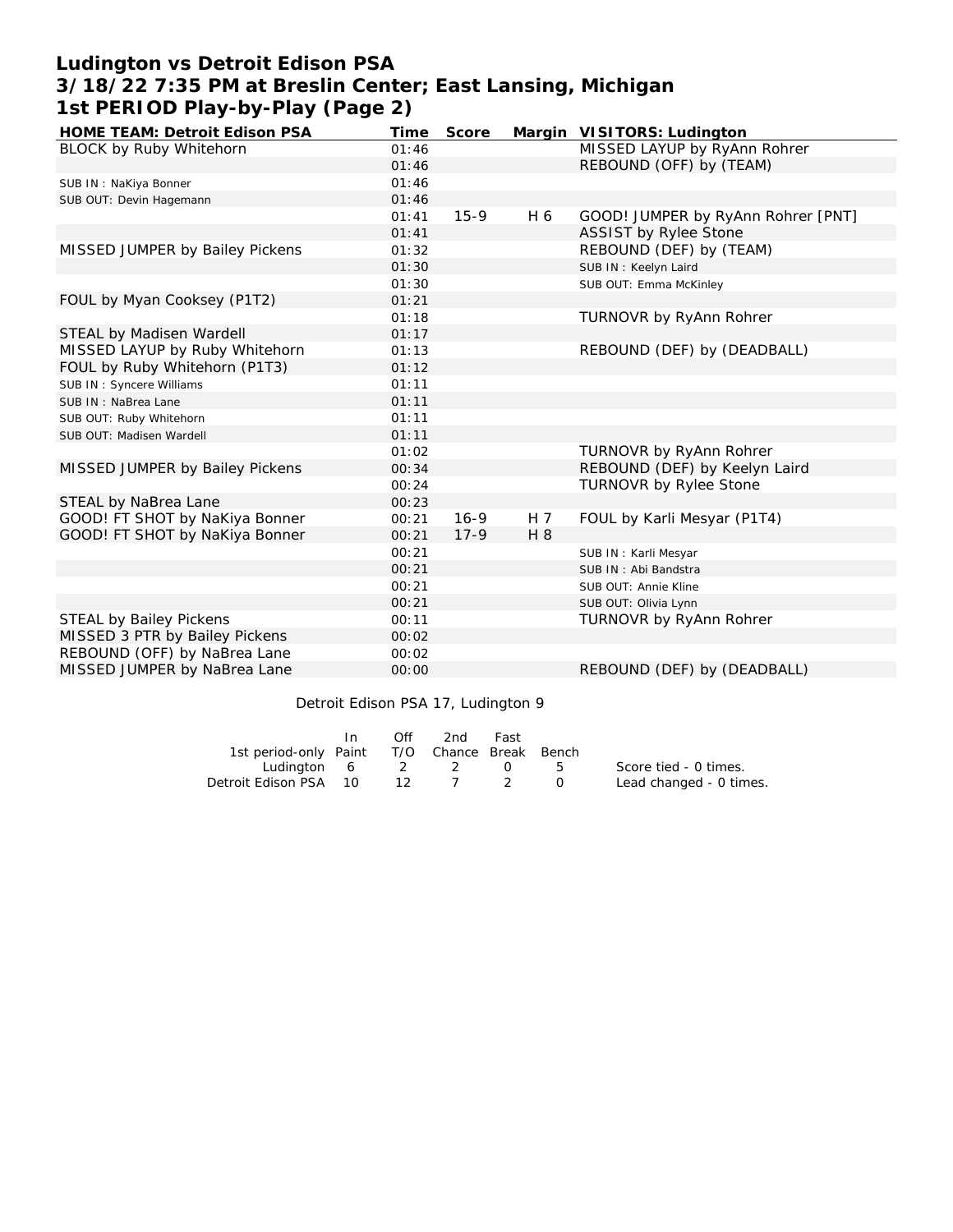# Ludington vs Detroit Edison PSA
# 3/18/22 7:35 PM at Breslin Center; East Lansing, Michigan
# 1st PERIOD Play-by-Play (Page 2)

| HOME TEAM: Detroit Edison PSA | Time | Score | Margin | VISITORS: Ludington |
|---|---|---|---|---|
| BLOCK by Ruby Whitehorn | 01:46 | | | MISSED LAYUP by RyAnn Rohrer |
| | 01:46 | | | REBOUND (OFF) by (TEAM) |
| SUB IN : NaKiya Bonner | 01:46 | | | |
| SUB OUT: Devin Hagemann | 01:46 | | | |
| | 01:41 | 15-9 | H 6 | GOOD! JUMPER by RyAnn Rohrer [PNT] |
| | 01:41 | | | ASSIST by Rylee Stone |
| MISSED JUMPER by Bailey Pickens | 01:32 | | | REBOUND (DEF) by (TEAM) |
| | 01:30 | | | SUB IN : Keelyn Laird |
| | 01:30 | | | SUB OUT: Emma McKinley |
| FOUL by Myan Cooksey (P1T2) | 01:21 | | | |
| | 01:18 | | | TURNOVR by RyAnn Rohrer |
| STEAL by Madisen Wardell | 01:17 | | | |
| MISSED LAYUP by Ruby Whitehorn | 01:13 | | | REBOUND (DEF) by (DEADBALL) |
| FOUL by Ruby Whitehorn (P1T3) | 01:12 | | | |
| SUB IN : Syncere Williams | 01:11 | | | |
| SUB IN : NaBrea Lane | 01:11 | | | |
| SUB OUT: Ruby Whitehorn | 01:11 | | | |
| SUB OUT: Madisen Wardell | 01:11 | | | |
| | 01:02 | | | TURNOVR by RyAnn Rohrer |
| MISSED JUMPER by Bailey Pickens | 00:34 | | | REBOUND (DEF) by Keelyn Laird |
| | 00:24 | | | TURNOVR by Rylee Stone |
| STEAL by NaBrea Lane | 00:23 | | | |
| GOOD! FT SHOT by NaKiya Bonner | 00:21 | 16-9 | H 7 | FOUL by Karli Mesyar (P1T4) |
| GOOD! FT SHOT by NaKiya Bonner | 00:21 | 17-9 | H 8 | |
| | 00:21 | | | SUB IN : Karli Mesyar |
| | 00:21 | | | SUB IN : Abi Bandstra |
| | 00:21 | | | SUB OUT: Annie Kline |
| | 00:21 | | | SUB OUT: Olivia Lynn |
| STEAL by Bailey Pickens | 00:11 | | | TURNOVR by RyAnn Rohrer |
| MISSED 3 PTR by Bailey Pickens | 00:02 | | | |
| REBOUND (OFF) by NaBrea Lane | 00:02 | | | |
| MISSED JUMPER by NaBrea Lane | 00:00 | | | REBOUND (DEF) by (DEADBALL) |

Detroit Edison PSA 17, Ludington 9

| 1st period-only | In Paint | Off T/O | 2nd Chance | Fast Break | Bench |
|---|---|---|---|---|---|
| Ludington | 6 | 2 | 2 | 0 | 5 |
| Detroit Edison PSA | 10 | 12 | 7 | 2 | 0 |

Score tied - 0 times.
Lead changed - 0 times.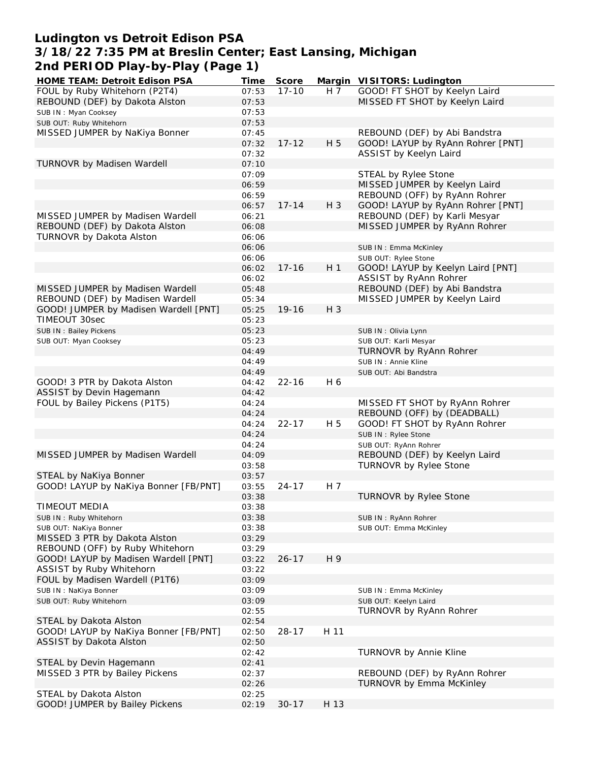# Ludington vs Detroit Edison PSA
## 3/18/22 7:35 PM at Breslin Center; East Lansing, Michigan
## 2nd PERIOD Play-by-Play (Page 1)

| HOME TEAM: Detroit Edison PSA | Time | Score | Margin | VISITORS: Ludington |
|---|---|---|---|---|
| FOUL by Ruby Whitehorn (P2T4) | 07:53 | 17-10 | H 7 | GOOD! FT SHOT by Keelyn Laird |
| REBOUND (DEF) by Dakota Alston | 07:53 | | | MISSED FT SHOT by Keelyn Laird |
| SUB IN : Myan Cooksey | 07:53 | | | |
| SUB OUT: Ruby Whitehorn | 07:53 | | | |
| MISSED JUMPER by NaKiya Bonner | 07:45 | | | REBOUND (DEF) by Abi Bandstra |
| | 07:32 | 17-12 | H 5 | GOOD! LAYUP by RyAnn Rohrer [PNT] |
| | 07:32 | | | ASSIST by Keelyn Laird |
| TURNOVR by Madisen Wardell | 07:10 | | | |
| | 07:09 | | | STEAL by Rylee Stone |
| | 06:59 | | | MISSED JUMPER by Keelyn Laird |
| | 06:59 | | | REBOUND (OFF) by RyAnn Rohrer |
| | 06:57 | 17-14 | H 3 | GOOD! LAYUP by RyAnn Rohrer [PNT] |
| MISSED JUMPER by Madisen Wardell | 06:21 | | | REBOUND (DEF) by Karli Mesyar |
| REBOUND (DEF) by Dakota Alston | 06:08 | | | MISSED JUMPER by RyAnn Rohrer |
| TURNOVR by Dakota Alston | 06:06 | | | |
| | 06:06 | | | SUB IN : Emma McKinley |
| | 06:06 | | | SUB OUT: Rylee Stone |
| | 06:02 | 17-16 | H 1 | GOOD! LAYUP by Keelyn Laird [PNT] |
| | 06:02 | | | ASSIST by RyAnn Rohrer |
| MISSED JUMPER by Madisen Wardell | 05:48 | | | REBOUND (DEF) by Abi Bandstra |
| REBOUND (DEF) by Madisen Wardell | 05:34 | | | MISSED JUMPER by Keelyn Laird |
| GOOD! JUMPER by Madisen Wardell [PNT] | 05:25 | 19-16 | H 3 | |
| TIMEOUT 30sec | 05:23 | | | |
| SUB IN : Bailey Pickens | 05:23 | | | SUB IN : Olivia Lynn |
| SUB OUT: Myan Cooksey | 05:23 | | | SUB OUT: Karli Mesyar |
| | 04:49 | | | TURNOVR by RyAnn Rohrer |
| | 04:49 | | | SUB IN : Annie Kline |
| | 04:49 | | | SUB OUT: Abi Bandstra |
| GOOD! 3 PTR by Dakota Alston | 04:42 | 22-16 | H 6 | |
| ASSIST by Devin Hagemann | 04:42 | | | |
| FOUL by Bailey Pickens (P1T5) | 04:24 | | | MISSED FT SHOT by RyAnn Rohrer |
| | 04:24 | | | REBOUND (OFF) by (DEADBALL) |
| | 04:24 | 22-17 | H 5 | GOOD! FT SHOT by RyAnn Rohrer |
| | 04:24 | | | SUB IN : Rylee Stone |
| | 04:24 | | | SUB OUT: RyAnn Rohrer |
| MISSED JUMPER by Madisen Wardell | 04:09 | | | REBOUND (DEF) by Keelyn Laird |
| | 03:58 | | | TURNOVR by Rylee Stone |
| STEAL by NaKiya Bonner | 03:57 | | | |
| GOOD! LAYUP by NaKiya Bonner [FB/PNT] | 03:55 | 24-17 | H 7 | |
| | 03:38 | | | TURNOVR by Rylee Stone |
| TIMEOUT MEDIA | 03:38 | | | |
| SUB IN : Ruby Whitehorn | 03:38 | | | SUB IN : RyAnn Rohrer |
| SUB OUT: NaKiya Bonner | 03:38 | | | SUB OUT: Emma McKinley |
| MISSED 3 PTR by Dakota Alston | 03:29 | | | |
| REBOUND (OFF) by Ruby Whitehorn | 03:29 | | | |
| GOOD! LAYUP by Madisen Wardell [PNT] | 03:22 | 26-17 | H 9 | |
| ASSIST by Ruby Whitehorn | 03:22 | | | |
| FOUL by Madisen Wardell (P1T6) | 03:09 | | | |
| SUB IN : NaKiya Bonner | 03:09 | | | SUB IN : Emma McKinley |
| SUB OUT: Ruby Whitehorn | 03:09 | | | SUB OUT: Keelyn Laird |
| | 02:55 | | | TURNOVR by RyAnn Rohrer |
| STEAL by Dakota Alston | 02:54 | | | |
| GOOD! LAYUP by NaKiya Bonner [FB/PNT] | 02:50 | 28-17 | H 11 | |
| ASSIST by Dakota Alston | 02:50 | | | |
| | 02:42 | | | TURNOVR by Annie Kline |
| STEAL by Devin Hagemann | 02:41 | | | |
| MISSED 3 PTR by Bailey Pickens | 02:37 | | | REBOUND (DEF) by RyAnn Rohrer |
| | 02:26 | | | TURNOVR by Emma McKinley |
| STEAL by Dakota Alston | 02:25 | | | |
| GOOD! JUMPER by Bailey Pickens | 02:19 | 30-17 | H 13 | |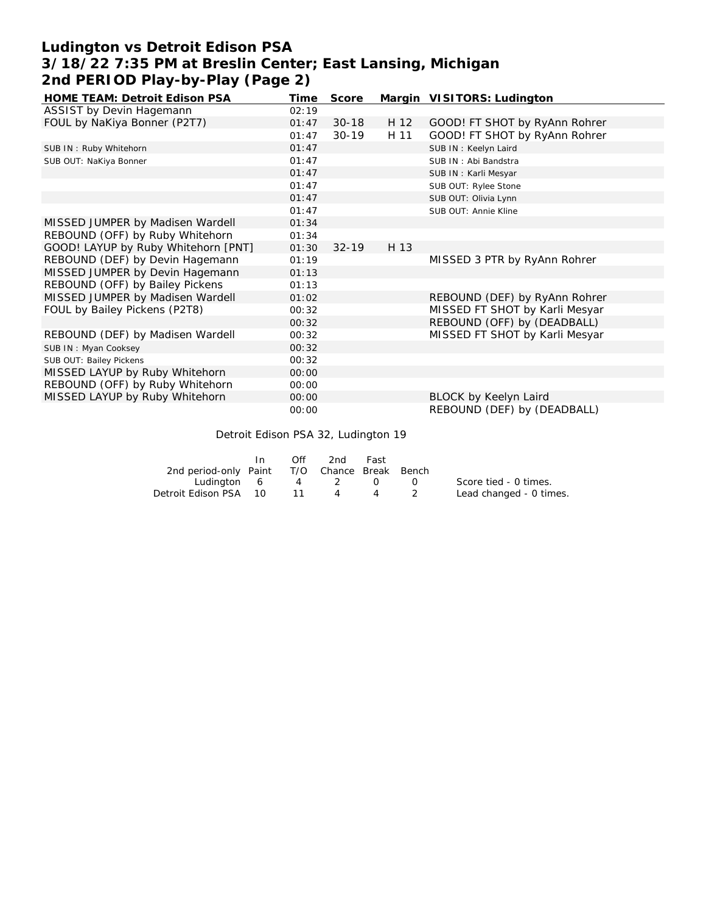# Ludington vs Detroit Edison PSA
## 3/18/22 7:35 PM at Breslin Center; East Lansing, Michigan
## 2nd PERIOD Play-by-Play (Page 2)

| HOME TEAM: Detroit Edison PSA | Time | Score | Margin | VISITORS: Ludington |
|---|---|---|---|---|
| ASSIST by Devin Hagemann | 02:19 | | | |
| FOUL by NaKiya Bonner (P2T7) | 01:47 | 30-18 | H 12 | GOOD! FT SHOT by RyAnn Rohrer |
| | 01:47 | 30-19 | H 11 | GOOD! FT SHOT by RyAnn Rohrer |
| SUB IN : Ruby Whitehorn | 01:47 | | | SUB IN : Keelyn Laird |
| SUB OUT: NaKiya Bonner | 01:47 | | | SUB IN : Abi Bandstra |
| | 01:47 | | | SUB IN : Karli Mesyar |
| | 01:47 | | | SUB OUT: Rylee Stone |
| | 01:47 | | | SUB OUT: Olivia Lynn |
| | 01:47 | | | SUB OUT: Annie Kline |
| MISSED JUMPER by Madisen Wardell | 01:34 | | | |
| REBOUND (OFF) by Ruby Whitehorn | 01:34 | | | |
| GOOD! LAYUP by Ruby Whitehorn [PNT] | 01:30 | 32-19 | H 13 | |
| REBOUND (DEF) by Devin Hagemann | 01:19 | | | MISSED 3 PTR by RyAnn Rohrer |
| MISSED JUMPER by Devin Hagemann | 01:13 | | | |
| REBOUND (OFF) by Bailey Pickens | 01:13 | | | |
| MISSED JUMPER by Madisen Wardell | 01:02 | | | REBOUND (DEF) by RyAnn Rohrer |
| FOUL by Bailey Pickens (P2T8) | 00:32 | | | MISSED FT SHOT by Karli Mesyar |
| | 00:32 | | | REBOUND (OFF) by (DEADBALL) |
| REBOUND (DEF) by Madisen Wardell | 00:32 | | | MISSED FT SHOT by Karli Mesyar |
| SUB IN : Myan Cooksey | 00:32 | | | |
| SUB OUT: Bailey Pickens | 00:32 | | | |
| MISSED LAYUP by Ruby Whitehorn | 00:00 | | | |
| REBOUND (OFF) by Ruby Whitehorn | 00:00 | | | |
| MISSED LAYUP by Ruby Whitehorn | 00:00 | | | BLOCK by Keelyn Laird |
| | 00:00 | | | REBOUND (DEF) by (DEADBALL) |

Detroit Edison PSA 32, Ludington 19

| 2nd period-only | In Paint | Off T/O | 2nd Chance | Fast Break | Bench |
|---|---|---|---|---|---|
| Ludington | 6 | 4 | 2 | 0 | 0 |
| Detroit Edison PSA | 10 | 11 | 4 | 4 | 2 |

Score tied - 0 times.
Lead changed - 0 times.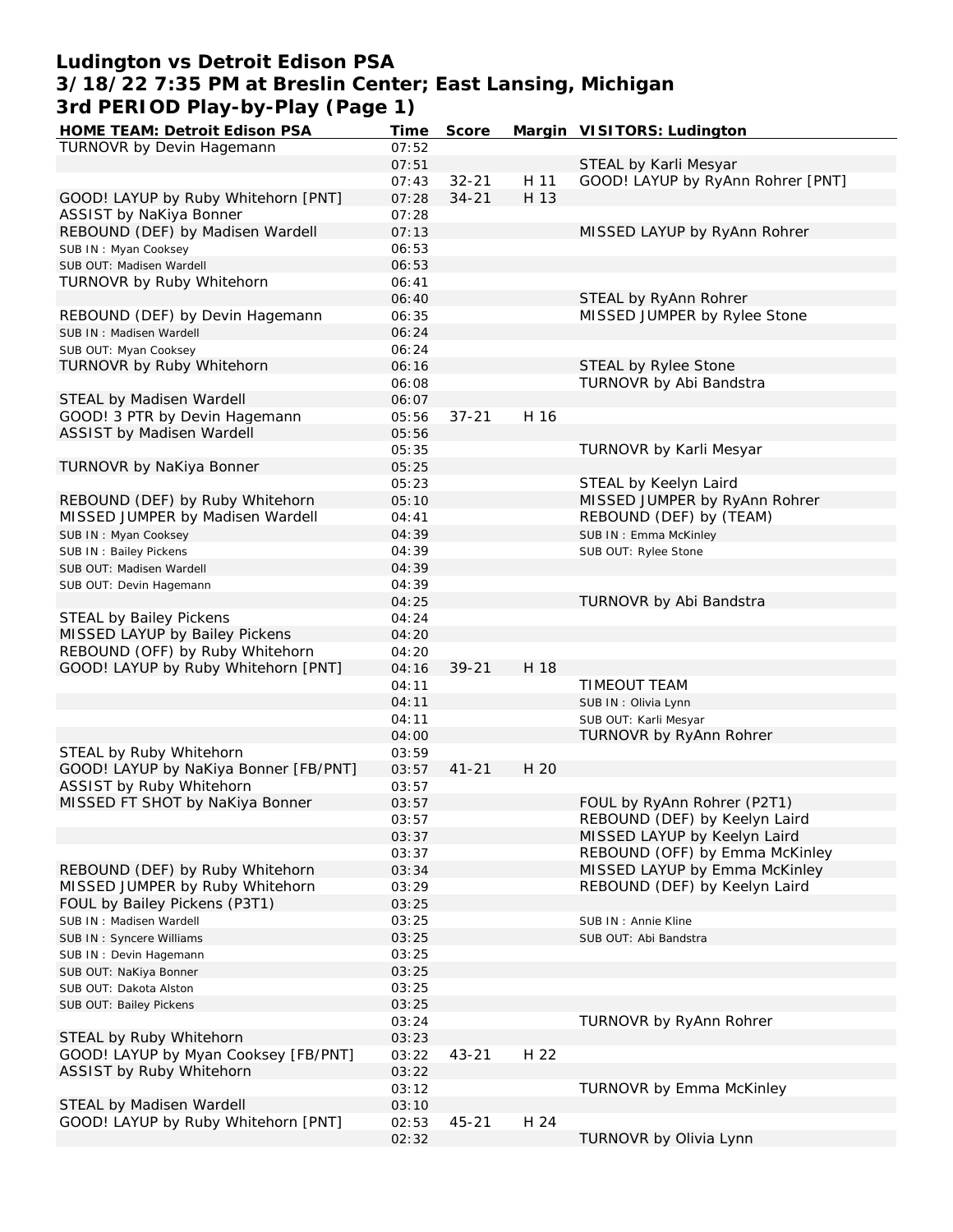# Ludington vs Detroit Edison PSA
## 3/18/22 7:35 PM at Breslin Center; East Lansing, Michigan
## 3rd PERIOD Play-by-Play (Page 1)

| HOME TEAM: Detroit Edison PSA | Time | Score | Margin | VISITORS: Ludington |
|---|---|---|---|---|
| TURNOVR by Devin Hagemann | 07:52 | | | |
| | 07:51 | | | STEAL by Karli Mesyar |
| | 07:43 | 32-21 | H 11 | GOOD! LAYUP by RyAnn Rohrer [PNT] |
| GOOD! LAYUP by Ruby Whitehorn [PNT] | 07:28 | 34-21 | H 13 | |
| ASSIST by NaKiya Bonner | 07:28 | | | |
| REBOUND (DEF) by Madisen Wardell | 07:13 | | | MISSED LAYUP by RyAnn Rohrer |
| SUB IN : Myan Cooksey | 06:53 | | | |
| SUB OUT: Madisen Wardell | 06:53 | | | |
| TURNOVR by Ruby Whitehorn | 06:41 | | | |
| | 06:40 | | | STEAL by RyAnn Rohrer |
| REBOUND (DEF) by Devin Hagemann | 06:35 | | | MISSED JUMPER by Rylee Stone |
| SUB IN : Madisen Wardell | 06:24 | | | |
| SUB OUT: Myan Cooksey | 06:24 | | | |
| TURNOVR by Ruby Whitehorn | 06:16 | | | STEAL by Rylee Stone |
| | 06:08 | | | TURNOVR by Abi Bandstra |
| STEAL by Madisen Wardell | 06:07 | | | |
| GOOD! 3 PTR by Devin Hagemann | 05:56 | 37-21 | H 16 | |
| ASSIST by Madisen Wardell | 05:56 | | | |
| | 05:35 | | | TURNOVR by Karli Mesyar |
| TURNOVR by NaKiya Bonner | 05:25 | | | |
| | 05:23 | | | STEAL by Keelyn Laird |
| REBOUND (DEF) by Ruby Whitehorn | 05:10 | | | MISSED JUMPER by RyAnn Rohrer |
| MISSED JUMPER by Madisen Wardell | 04:41 | | | REBOUND (DEF) by (TEAM) |
| SUB IN : Myan Cooksey | 04:39 | | | SUB IN : Emma McKinley |
| SUB IN : Bailey Pickens | 04:39 | | | SUB OUT: Rylee Stone |
| SUB OUT: Madisen Wardell | 04:39 | | | |
| SUB OUT: Devin Hagemann | 04:39 | | | |
| | 04:25 | | | TURNOVR by Abi Bandstra |
| STEAL by Bailey Pickens | 04:24 | | | |
| MISSED LAYUP by Bailey Pickens | 04:20 | | | |
| REBOUND (OFF) by Ruby Whitehorn | 04:20 | | | |
| GOOD! LAYUP by Ruby Whitehorn [PNT] | 04:16 | 39-21 | H 18 | |
| | 04:11 | | | TIMEOUT TEAM |
| | 04:11 | | | SUB IN : Olivia Lynn |
| | 04:11 | | | SUB OUT: Karli Mesyar |
| | 04:00 | | | TURNOVR by RyAnn Rohrer |
| STEAL by Ruby Whitehorn | 03:59 | | | |
| GOOD! LAYUP by NaKiya Bonner [FB/PNT] | 03:57 | 41-21 | H 20 | |
| ASSIST by Ruby Whitehorn | 03:57 | | | |
| MISSED FT SHOT by NaKiya Bonner | 03:57 | | | FOUL by RyAnn Rohrer (P2T1) |
| | 03:57 | | | REBOUND (DEF) by Keelyn Laird |
| | 03:37 | | | MISSED LAYUP by Keelyn Laird |
| | 03:37 | | | REBOUND (OFF) by Emma McKinley |
| REBOUND (DEF) by Ruby Whitehorn | 03:34 | | | MISSED LAYUP by Emma McKinley |
| MISSED JUMPER by Ruby Whitehorn | 03:29 | | | REBOUND (DEF) by Keelyn Laird |
| FOUL by Bailey Pickens (P3T1) | 03:25 | | | |
| SUB IN : Madisen Wardell | 03:25 | | | SUB IN : Annie Kline |
| SUB IN : Syncere Williams | 03:25 | | | SUB OUT: Abi Bandstra |
| SUB IN : Devin Hagemann | 03:25 | | | |
| SUB OUT: NaKiya Bonner | 03:25 | | | |
| SUB OUT: Dakota Alston | 03:25 | | | |
| SUB OUT: Bailey Pickens | 03:25 | | | |
| | 03:24 | | | TURNOVR by RyAnn Rohrer |
| STEAL by Ruby Whitehorn | 03:23 | | | |
| GOOD! LAYUP by Myan Cooksey [FB/PNT] | 03:22 | 43-21 | H 22 | |
| ASSIST by Ruby Whitehorn | 03:22 | | | |
| | 03:12 | | | TURNOVR by Emma McKinley |
| STEAL by Madisen Wardell | 03:10 | | | |
| GOOD! LAYUP by Ruby Whitehorn [PNT] | 02:53 | 45-21 | H 24 | |
| | 02:32 | | | TURNOVR by Olivia Lynn |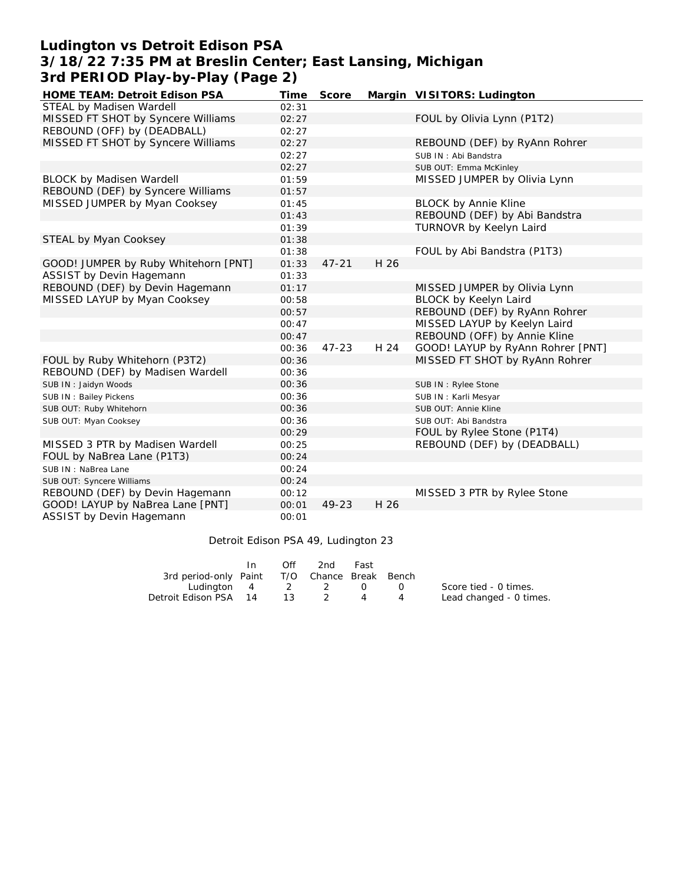# Ludington vs Detroit Edison PSA
# 3/18/22 7:35 PM at Breslin Center; East Lansing, Michigan
# 3rd PERIOD Play-by-Play (Page 2)

| HOME TEAM: Detroit Edison PSA | Time | Score | Margin | VISITORS: Ludington |
|---|---|---|---|---|
| STEAL by Madisen Wardell | 02:31 | | | |
| MISSED FT SHOT by Syncere Williams | 02:27 | | | FOUL by Olivia Lynn (P1T2) |
| REBOUND (OFF) by (DEADBALL) | 02:27 | | | |
| MISSED FT SHOT by Syncere Williams | 02:27 | | | REBOUND (DEF) by RyAnn Rohrer |
| | 02:27 | | | SUB IN : Abi Bandstra |
| | 02:27 | | | SUB OUT: Emma McKinley |
| BLOCK by Madisen Wardell | 01:59 | | | MISSED JUMPER by Olivia Lynn |
| REBOUND (DEF) by Syncere Williams | 01:57 | | | |
| MISSED JUMPER by Myan Cooksey | 01:45 | | | BLOCK by Annie Kline |
| | 01:43 | | | REBOUND (DEF) by Abi Bandstra |
| | 01:39 | | | TURNOVR by Keelyn Laird |
| STEAL by Myan Cooksey | 01:38 | | | |
| | 01:38 | | | FOUL by Abi Bandstra (P1T3) |
| GOOD! JUMPER by Ruby Whitehorn [PNT] | 01:33 | 47-21 | H 26 | |
| ASSIST by Devin Hagemann | 01:33 | | | |
| REBOUND (DEF) by Devin Hagemann | 01:17 | | | MISSED JUMPER by Olivia Lynn |
| MISSED LAYUP by Myan Cooksey | 00:58 | | | BLOCK by Keelyn Laird |
| | 00:57 | | | REBOUND (DEF) by RyAnn Rohrer |
| | 00:47 | | | MISSED LAYUP by Keelyn Laird |
| | 00:47 | | | REBOUND (OFF) by Annie Kline |
| | 00:36 | 47-23 | H 24 | GOOD! LAYUP by RyAnn Rohrer [PNT] |
| FOUL by Ruby Whitehorn (P3T2) | 00:36 | | | MISSED FT SHOT by RyAnn Rohrer |
| REBOUND (DEF) by Madisen Wardell | 00:36 | | | |
| SUB IN : Jaidyn Woods | 00:36 | | | SUB IN : Rylee Stone |
| SUB IN : Bailey Pickens | 00:36 | | | SUB IN : Karli Mesyar |
| SUB OUT: Ruby Whitehorn | 00:36 | | | SUB OUT: Annie Kline |
| SUB OUT: Myan Cooksey | 00:36 | | | SUB OUT: Abi Bandstra |
| | 00:29 | | | FOUL by Rylee Stone (P1T4) |
| MISSED 3 PTR by Madisen Wardell | 00:25 | | | REBOUND (DEF) by (DEADBALL) |
| FOUL by NaBrea Lane (P1T3) | 00:24 | | | |
| SUB IN : NaBrea Lane | 00:24 | | | |
| SUB OUT: Syncere Williams | 00:24 | | | |
| REBOUND (DEF) by Devin Hagemann | 00:12 | | | MISSED 3 PTR by Rylee Stone |
| GOOD! LAYUP by NaBrea Lane [PNT] | 00:01 | 49-23 | H 26 | |
| ASSIST by Devin Hagemann | 00:01 | | | |

Detroit Edison PSA 49, Ludington 23

| 3rd period-only | In Paint | Off T/O | 2nd Chance | Fast Break | Bench |
|---|---|---|---|---|---|
| Ludington | 4 | 2 | 2 | 0 | 0 |
| Detroit Edison PSA | 14 | 13 | 2 | 4 | 4 |

Score tied - 0 times.
Lead changed - 0 times.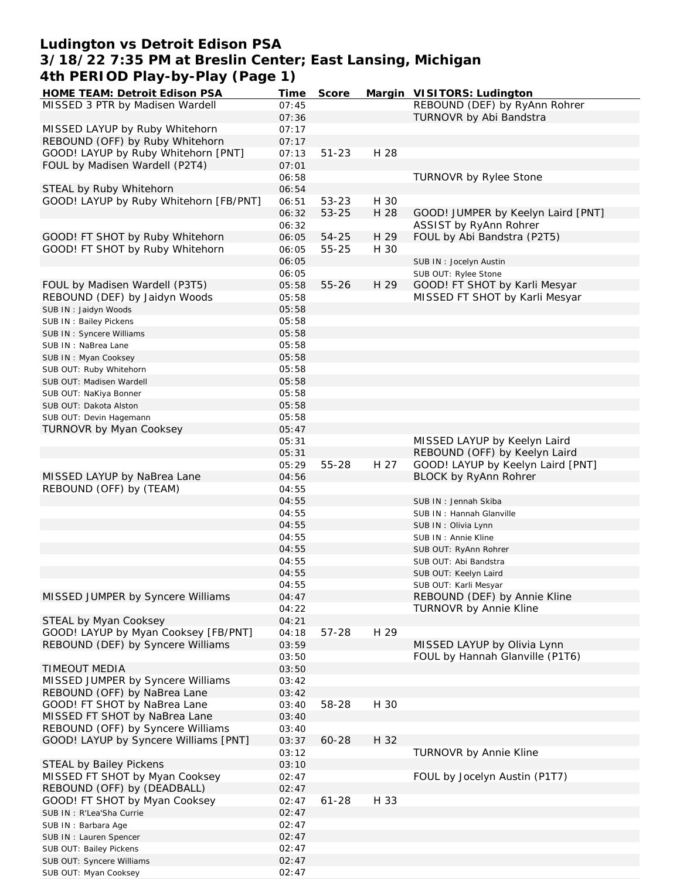# Ludington vs Detroit Edison PSA
## 3/18/22 7:35 PM at Breslin Center; East Lansing, Michigan
## 4th PERIOD Play-by-Play (Page 1)

| HOME TEAM: Detroit Edison PSA | Time | Score | Margin | VISITORS: Ludington |
|---|---|---|---|---|
| MISSED 3 PTR by Madisen Wardell | 07:45 | | | REBOUND (DEF) by RyAnn Rohrer |
| | 07:36 | | | TURNOVR by Abi Bandstra |
| MISSED LAYUP by Ruby Whitehorn | 07:17 | | | |
| REBOUND (OFF) by Ruby Whitehorn | 07:17 | | | |
| GOOD! LAYUP by Ruby Whitehorn [PNT] | 07:13 | 51-23 | H 28 | |
| FOUL by Madisen Wardell (P2T4) | 07:01 | | | |
| | 06:58 | | | TURNOVR by Rylee Stone |
| STEAL by Ruby Whitehorn | 06:54 | | | |
| GOOD! LAYUP by Ruby Whitehorn [FB/PNT] | 06:51 | 53-23 | H 30 | |
| | 06:32 | 53-25 | H 28 | GOOD! JUMPER by Keelyn Laird [PNT] |
| | 06:32 | | | ASSIST by RyAnn Rohrer |
| GOOD! FT SHOT by Ruby Whitehorn | 06:05 | 54-25 | H 29 | FOUL by Abi Bandstra (P2T5) |
| GOOD! FT SHOT by Ruby Whitehorn | 06:05 | 55-25 | H 30 | |
| | 06:05 | | | SUB IN : Jocelyn Austin |
| | 06:05 | | | SUB OUT: Rylee Stone |
| FOUL by Madisen Wardell (P3T5) | 05:58 | 55-26 | H 29 | GOOD! FT SHOT by Karli Mesyar |
| REBOUND (DEF) by Jaidyn Woods | 05:58 | | | MISSED FT SHOT by Karli Mesyar |
| SUB IN : Jaidyn Woods | 05:58 | | | |
| SUB IN : Bailey Pickens | 05:58 | | | |
| SUB IN : Syncere Williams | 05:58 | | | |
| SUB IN : NaBrea Lane | 05:58 | | | |
| SUB IN : Myan Cooksey | 05:58 | | | |
| SUB OUT: Ruby Whitehorn | 05:58 | | | |
| SUB OUT: Madisen Wardell | 05:58 | | | |
| SUB OUT: NaKiya Bonner | 05:58 | | | |
| SUB OUT: Dakota Alston | 05:58 | | | |
| SUB OUT: Devin Hagemann | 05:58 | | | |
| TURNOVR by Myan Cooksey | 05:47 | | | |
| | 05:31 | | | MISSED LAYUP by Keelyn Laird |
| | 05:31 | | | REBOUND (OFF) by Keelyn Laird |
| | 05:29 | 55-28 | H 27 | GOOD! LAYUP by Keelyn Laird [PNT] |
| MISSED LAYUP by NaBrea Lane | 04:56 | | | BLOCK by RyAnn Rohrer |
| REBOUND (OFF) by (TEAM) | 04:55 | | | |
| | 04:55 | | | SUB IN : Jennah Skiba |
| | 04:55 | | | SUB IN : Hannah Glanville |
| | 04:55 | | | SUB IN : Olivia Lynn |
| | 04:55 | | | SUB IN : Annie Kline |
| | 04:55 | | | SUB OUT: RyAnn Rohrer |
| | 04:55 | | | SUB OUT: Abi Bandstra |
| | 04:55 | | | SUB OUT: Keelyn Laird |
| | 04:55 | | | SUB OUT: Karli Mesyar |
| MISSED JUMPER by Syncere Williams | 04:47 | | | REBOUND (DEF) by Annie Kline |
| | 04:22 | | | TURNOVR by Annie Kline |
| STEAL by Myan Cooksey | 04:21 | | | |
| GOOD! LAYUP by Myan Cooksey [FB/PNT] | 04:18 | 57-28 | H 29 | |
| REBOUND (DEF) by Syncere Williams | 03:59 | | | MISSED LAYUP by Olivia Lynn |
| | 03:50 | | | FOUL by Hannah Glanville (P1T6) |
| TIMEOUT MEDIA | 03:50 | | | |
| MISSED JUMPER by Syncere Williams | 03:42 | | | |
| REBOUND (OFF) by NaBrea Lane | 03:42 | | | |
| GOOD! FT SHOT by NaBrea Lane | 03:40 | 58-28 | H 30 | |
| MISSED FT SHOT by NaBrea Lane | 03:40 | | | |
| REBOUND (OFF) by Syncere Williams | 03:40 | | | |
| GOOD! LAYUP by Syncere Williams [PNT] | 03:37 | 60-28 | H 32 | |
| | 03:12 | | | TURNOVR by Annie Kline |
| STEAL by Bailey Pickens | 03:10 | | | |
| MISSED FT SHOT by Myan Cooksey | 02:47 | | | FOUL by Jocelyn Austin (P1T7) |
| REBOUND (OFF) by (DEADBALL) | 02:47 | | | |
| GOOD! FT SHOT by Myan Cooksey | 02:47 | 61-28 | H 33 | |
| SUB IN : R'Lea'Sha Currie | 02:47 | | | |
| SUB IN : Barbara Age | 02:47 | | | |
| SUB IN : Lauren Spencer | 02:47 | | | |
| SUB OUT: Bailey Pickens | 02:47 | | | |
| SUB OUT: Syncere Williams | 02:47 | | | |
| SUB OUT: Myan Cooksey | 02:47 | | | |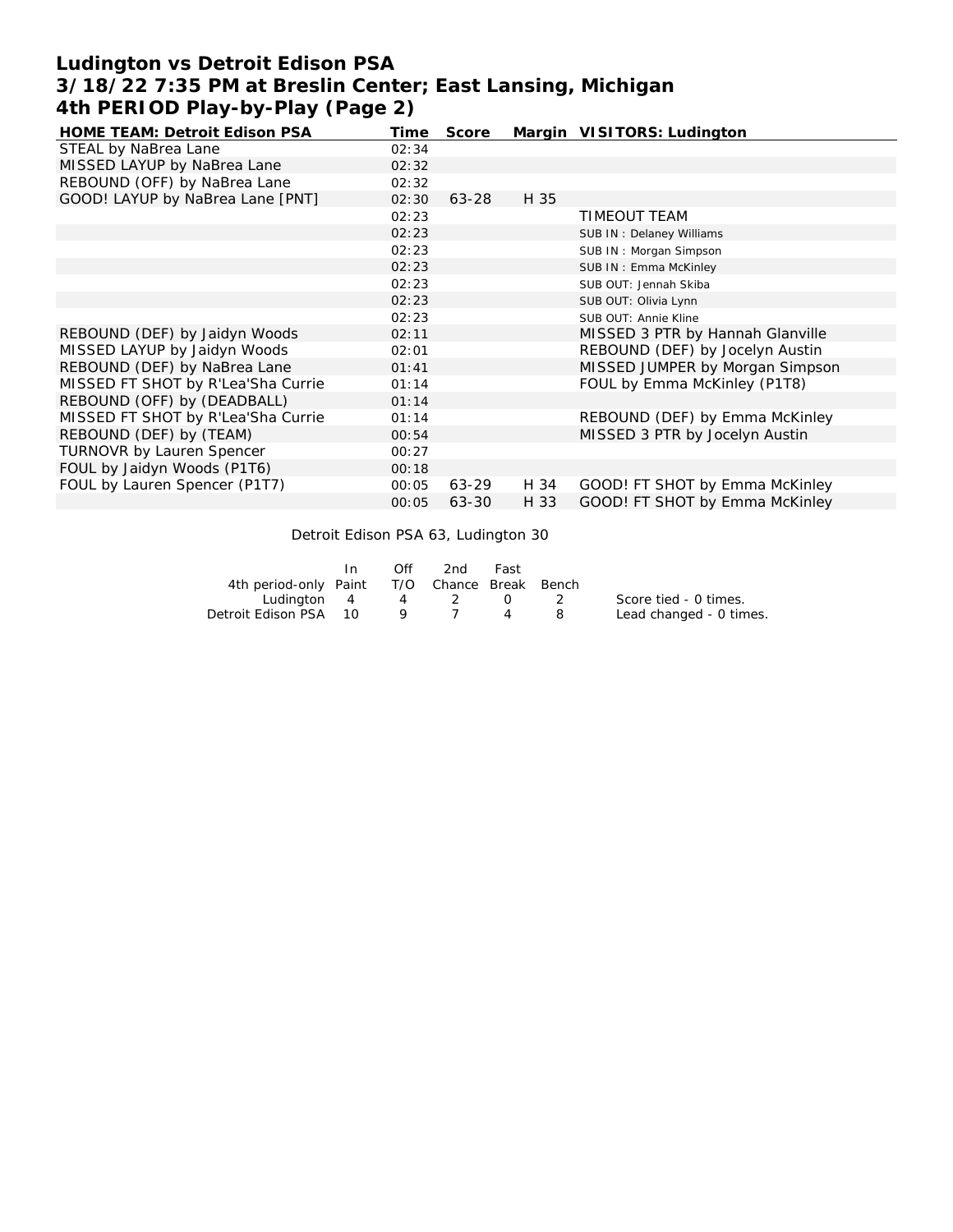# Ludington vs Detroit Edison PSA
## 3/18/22 7:35 PM at Breslin Center; East Lansing, Michigan
## 4th PERIOD Play-by-Play (Page 2)

| HOME TEAM: Detroit Edison PSA | Time | Score | Margin | VISITORS: Ludington |
|---|---|---|---|---|
| STEAL by NaBrea Lane | 02:34 | | | |
| MISSED LAYUP by NaBrea Lane | 02:32 | | | |
| REBOUND (OFF) by NaBrea Lane | 02:32 | | | |
| GOOD! LAYUP by NaBrea Lane [PNT] | 02:30 | 63-28 | H 35 | |
| | 02:23 | | | TIMEOUT TEAM |
| | 02:23 | | | SUB IN : Delaney Williams |
| | 02:23 | | | SUB IN : Morgan Simpson |
| | 02:23 | | | SUB IN : Emma McKinley |
| | 02:23 | | | SUB OUT: Jennah Skiba |
| | 02:23 | | | SUB OUT: Olivia Lynn |
| | 02:23 | | | SUB OUT: Annie Kline |
| REBOUND (DEF) by Jaidyn Woods | 02:11 | | | MISSED 3 PTR by Hannah Glanville |
| MISSED LAYUP by Jaidyn Woods | 02:01 | | | REBOUND (DEF) by Jocelyn Austin |
| REBOUND (DEF) by NaBrea Lane | 01:41 | | | MISSED JUMPER by Morgan Simpson |
| MISSED FT SHOT by R'Lea'Sha Currie | 01:14 | | | FOUL by Emma McKinley (P1T8) |
| REBOUND (OFF) by (DEADBALL) | 01:14 | | | |
| MISSED FT SHOT by R'Lea'Sha Currie | 01:14 | | | REBOUND (DEF) by Emma McKinley |
| REBOUND (DEF) by (TEAM) | 00:54 | | | MISSED 3 PTR by Jocelyn Austin |
| TURNOVR by Lauren Spencer | 00:27 | | | |
| FOUL by Jaidyn Woods (P1T6) | 00:18 | | | |
| FOUL by Lauren Spencer (P1T7) | 00:05 | 63-29 | H 34 | GOOD! FT SHOT by Emma McKinley |
| | 00:05 | 63-30 | H 33 | GOOD! FT SHOT by Emma McKinley |

Detroit Edison PSA 63, Ludington 30

| 4th period-only | In Paint | Off T/O | 2nd Chance | Fast Break | Bench |
|---|---|---|---|---|---|
| Ludington | 4 | 4 | 2 | 0 | 2 |
| Detroit Edison PSA | 10 | 9 | 7 | 4 | 8 |

Score tied - 0 times.
Lead changed - 0 times.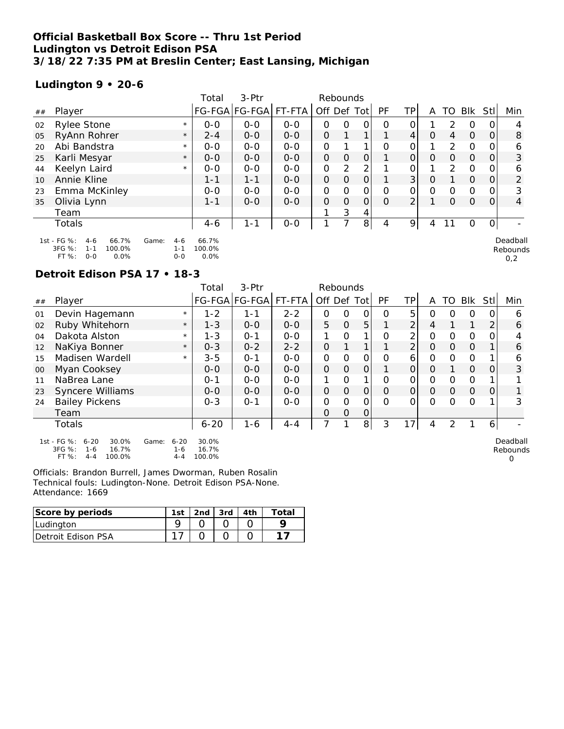**Official Basketball Box Score -- Thru 1st Period**
**Ludington vs Detroit Edison PSA**
**3/18/22 7:35 PM at Breslin Center; East Lansing, Michigan**

### Ludington 9 • 20-6

| ## | Player | | Total FG-FGA | 3-Ptr FG-FGA | FT-FTA | Rebounds Off | Def | Tot | PF | TP | A | TO | Blk | Stl | Min |
|---|---|---|---|---|---|---|---|---|---|---|---|---|---|---|---|
| 02 | Rylee Stone | * | 0-0 | 0-0 | 0-0 | 0 | 0 | 0 | 0 | 0 | 1 | 2 | 0 | 0 | 4 |
| 05 | RyAnn Rohrer | * | 2-4 | 0-0 | 0-0 | 0 | 1 | 1 | 1 | 4 | 0 | 4 | 0 | 0 | 8 |
| 20 | Abi Bandstra | * | 0-0 | 0-0 | 0-0 | 0 | 1 | 1 | 0 | 0 | 1 | 2 | 0 | 0 | 6 |
| 25 | Karli Mesyar | * | 0-0 | 0-0 | 0-0 | 0 | 0 | 0 | 1 | 0 | 0 | 0 | 0 | 0 | 3 |
| 44 | Keelyn Laird | * | 0-0 | 0-0 | 0-0 | 0 | 2 | 2 | 1 | 0 | 1 | 2 | 0 | 0 | 6 |
| 10 | Annie Kline | | 1-1 | 1-1 | 0-0 | 0 | 0 | 0 | 1 | 3 | 0 | 1 | 0 | 0 | 2 |
| 23 | Emma McKinley | | 0-0 | 0-0 | 0-0 | 0 | 0 | 0 | 0 | 0 | 0 | 0 | 0 | 0 | 3 |
| 35 | Olivia Lynn | | 1-1 | 0-0 | 0-0 | 0 | 0 | 0 | 0 | 2 | 1 | 0 | 0 | 0 | 4 |
| | Team | | | | | 1 | 3 | 4 | | | | | | | |
| | Totals | | 4-6 | 1-1 | 0-0 | 1 | 7 | 8 | 4 | 9 | 4 | 11 | 0 | 0 | - |

1st - FG %: 4-6 66.7% Game: 4-6 66.7%
3FG %: 1-1 100.0% 1-1 100.0%
FT %: 0-0 0.0% 0-0 0.0%

Deadball Rebounds 0,2

### Detroit Edison PSA 17 • 18-3

| ## | Player | | Total FG-FGA | 3-Ptr FG-FGA | FT-FTA | Rebounds Off | Def | Tot | PF | TP | A | TO | Blk | Stl | Min |
|---|---|---|---|---|---|---|---|---|---|---|---|---|---|---|---|
| 01 | Devin Hagemann | * | 1-2 | 1-1 | 2-2 | 0 | 0 | 0 | 0 | 5 | 0 | 0 | 0 | 0 | 6 |
| 02 | Ruby Whitehorn | * | 1-3 | 0-0 | 0-0 | 5 | 0 | 5 | 1 | 2 | 4 | 1 | 1 | 2 | 6 |
| 04 | Dakota Alston | * | 1-3 | 0-1 | 0-0 | 1 | 0 | 1 | 0 | 2 | 0 | 0 | 0 | 0 | 4 |
| 12 | NaKiya Bonner | * | 0-3 | 0-2 | 2-2 | 0 | 1 | 1 | 1 | 2 | 0 | 0 | 0 | 1 | 6 |
| 15 | Madisen Wardell | * | 3-5 | 0-1 | 0-0 | 0 | 0 | 0 | 0 | 6 | 0 | 0 | 0 | 1 | 6 |
| 00 | Myan Cooksey | | 0-0 | 0-0 | 0-0 | 0 | 0 | 0 | 1 | 0 | 0 | 1 | 0 | 0 | 3 |
| 11 | NaBrea Lane | | 0-1 | 0-0 | 0-0 | 1 | 0 | 1 | 0 | 0 | 0 | 0 | 0 | 1 | 1 |
| 23 | Syncere Williams | | 0-0 | 0-0 | 0-0 | 0 | 0 | 0 | 0 | 0 | 0 | 0 | 0 | 0 | 1 |
| 24 | Bailey Pickens | | 0-3 | 0-1 | 0-0 | 0 | 0 | 0 | 0 | 0 | 0 | 0 | 0 | 1 | 3 |
| | Team | | | | | 0 | 0 | 0 | | | | | | | |
| | Totals | | 6-20 | 1-6 | 4-4 | 7 | 1 | 8 | 3 | 17 | 4 | 2 | 1 | 6 | - |

1st - FG %: 6-20 30.0% Game: 6-20 30.0%
3FG %: 1-6 16.7% 1-6 16.7%
FT %: 4-4 100.0% 4-4 100.0%

Deadball Rebounds 0

Officials: Brandon Burrell, James Dworman, Ruben Rosalin
Technical fouls: Ludington-None. Detroit Edison PSA-None.
Attendance: 1669

| Score by periods | 1st | 2nd | 3rd | 4th | Total |
|---|---|---|---|---|---|
| Ludington | 9 | 0 | 0 | 0 | **9** |
| Detroit Edison PSA | 17 | 0 | 0 | 0 | **17** |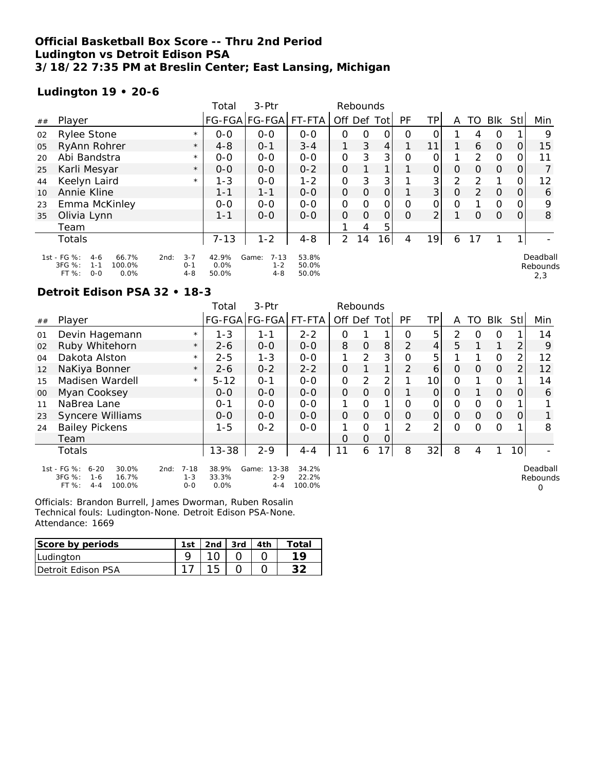**Official Basketball Box Score -- Thru 2nd Period**
**Ludington vs Detroit Edison PSA**
**3/18/22 7:35 PM at Breslin Center; East Lansing, Michigan**

**Ludington 19 • 20-6**

| ## | Player | | Total FG-FGA | 3-Ptr FG-FGA | FT-FTA | Rebounds Off | Def | Tot | PF | TP | A | TO | Blk | Stl | Min |
|---|---|---|---|---|---|---|---|---|---|---|---|---|---|---|---|
| 02 | Rylee Stone | * | 0-0 | 0-0 | 0-0 | 0 | 0 | 0 | 0 | 0 | 1 | 4 | 0 | 1 | 9 |
| 05 | RyAnn Rohrer | * | 4-8 | 0-1 | 3-4 | 1 | 3 | 4 | 1 | 11 | 1 | 6 | 0 | 0 | 15 |
| 20 | Abi Bandstra | * | 0-0 | 0-0 | 0-0 | 0 | 3 | 3 | 0 | 0 | 1 | 2 | 0 | 0 | 11 |
| 25 | Karli Mesyar | * | 0-0 | 0-0 | 0-2 | 0 | 1 | 1 | 1 | 0 | 0 | 0 | 0 | 0 | 7 |
| 44 | Keelyn Laird | * | 1-3 | 0-0 | 1-2 | 0 | 3 | 3 | 1 | 3 | 2 | 2 | 1 | 0 | 12 |
| 10 | Annie Kline | | 1-1 | 1-1 | 0-0 | 0 | 0 | 0 | 1 | 3 | 0 | 2 | 0 | 0 | 6 |
| 23 | Emma McKinley | | 0-0 | 0-0 | 0-0 | 0 | 0 | 0 | 0 | 0 | 0 | 1 | 0 | 0 | 9 |
| 35 | Olivia Lynn | | 1-1 | 0-0 | 0-0 | 0 | 0 | 0 | 0 | 2 | 1 | 0 | 0 | 0 | 8 |
| | Team | | | | | 1 | 4 | 5 | | | | | | | |
| | Totals | | 7-13 | 1-2 | 4-8 | 2 | 14 | 16 | 4 | 19 | 6 | 17 | 1 | 1 | - |

1st - FG %: 4-6 66.7% 2nd: 3-7 42.9% Game: 7-13 53.8%
3FG %: 1-1 100.0% 0-1 0.0% 1-2 50.0%
FT %: 0-0 0.0% 4-8 50.0% 4-8 50.0%

Deadball Rebounds 2,3

**Detroit Edison PSA 32 • 18-3**

| ## | Player | | Total FG-FGA | 3-Ptr FG-FGA | FT-FTA | Rebounds Off | Def | Tot | PF | TP | A | TO | Blk | Stl | Min |
|---|---|---|---|---|---|---|---|---|---|---|---|---|---|---|---|
| 01 | Devin Hagemann | * | 1-3 | 1-1 | 2-2 | 0 | 1 | 1 | 0 | 5 | 2 | 0 | 0 | 1 | 14 |
| 02 | Ruby Whitehorn | * | 2-6 | 0-0 | 0-0 | 8 | 0 | 8 | 2 | 4 | 5 | 1 | 1 | 2 | 9 |
| 04 | Dakota Alston | * | 2-5 | 1-3 | 0-0 | 1 | 2 | 3 | 0 | 5 | 1 | 1 | 0 | 2 | 12 |
| 12 | NaKiya Bonner | * | 2-6 | 0-2 | 2-2 | 0 | 1 | 1 | 2 | 6 | 0 | 0 | 0 | 2 | 12 |
| 15 | Madisen Wardell | * | 5-12 | 0-1 | 0-0 | 0 | 2 | 2 | 1 | 10 | 0 | 1 | 0 | 1 | 14 |
| 00 | Myan Cooksey | | 0-0 | 0-0 | 0-0 | 0 | 0 | 0 | 1 | 0 | 0 | 1 | 0 | 0 | 6 |
| 11 | NaBrea Lane | | 0-1 | 0-0 | 0-0 | 1 | 0 | 1 | 0 | 0 | 0 | 0 | 0 | 1 | 1 |
| 23 | Syncere Williams | | 0-0 | 0-0 | 0-0 | 0 | 0 | 0 | 0 | 0 | 0 | 0 | 0 | 0 | 1 |
| 24 | Bailey Pickens | | 1-5 | 0-2 | 0-0 | 1 | 0 | 1 | 2 | 2 | 0 | 0 | 0 | 1 | 8 |
| | Team | | | | | 0 | 0 | 0 | | | | | | | |
| | Totals | | 13-38 | 2-9 | 4-4 | 11 | 6 | 17 | 8 | 32 | 8 | 4 | 1 | 10 | - |

1st - FG %: 6-20 30.0% 2nd: 7-18 38.9% Game: 13-38 34.2%
3FG %: 1-6 16.7% 1-3 33.3% 2-9 22.2%
FT %: 4-4 100.0% 0-0 0.0% 4-4 100.0%

Deadball Rebounds 0

Officials: Brandon Burrell, James Dworman, Ruben Rosalin
Technical fouls: Ludington-None. Detroit Edison PSA-None.
Attendance: 1669

| Score by periods | 1st | 2nd | 3rd | 4th | Total |
|---|---|---|---|---|---|
| Ludington | 9 | 10 | 0 | 0 | 19 |
| Detroit Edison PSA | 17 | 15 | 0 | 0 | 32 |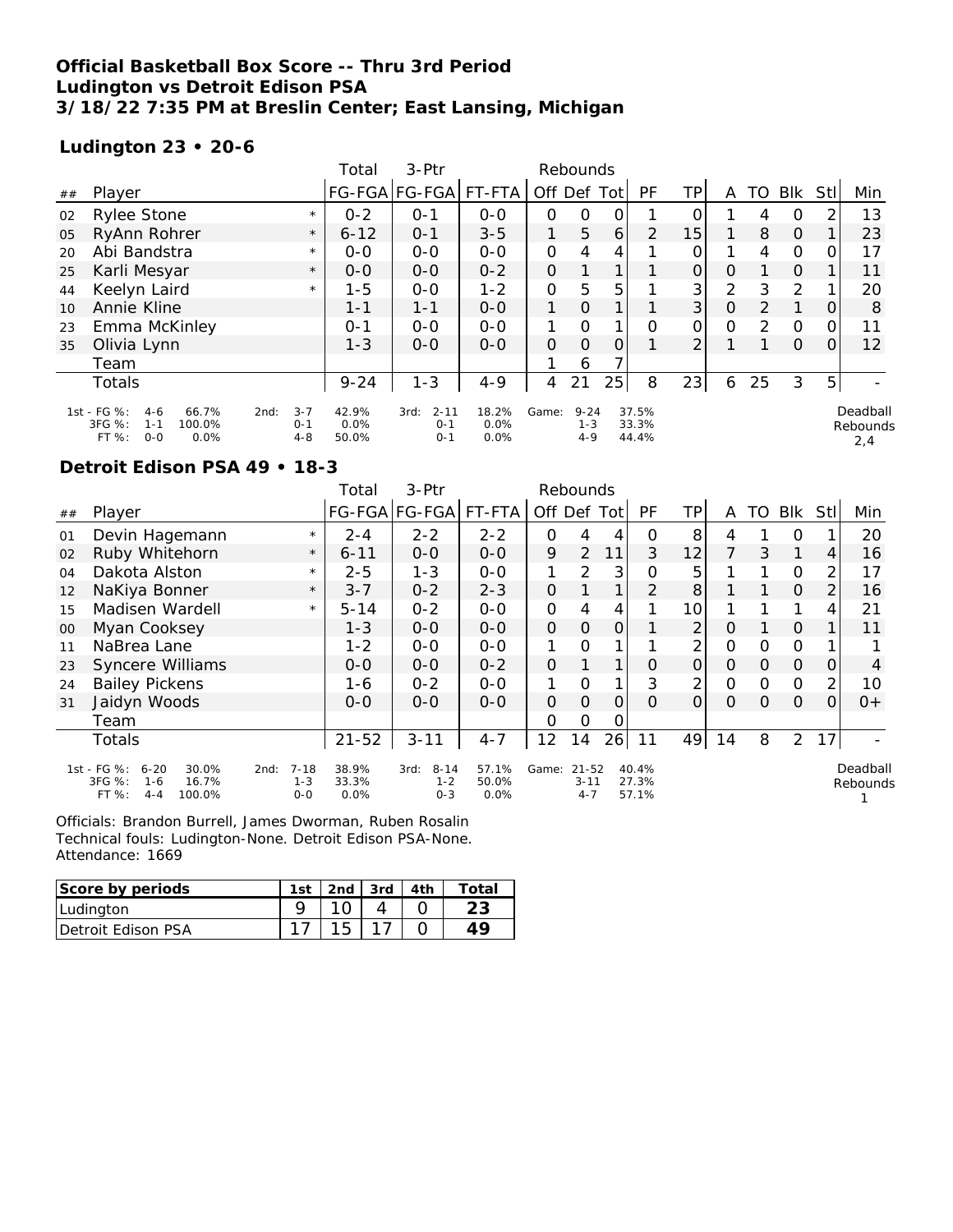**Official Basketball Box Score -- Thru 3rd Period**
**Ludington vs Detroit Edison PSA**
**3/18/22 7:35 PM at Breslin Center; East Lansing, Michigan**

**Ludington 23 • 20-6**

| ## | Player | | Total FG-FGA | 3-Ptr FG-FGA | FT-FTA | Rebounds Off | Def | Tot | PF | TP | A | TO | Blk | Stl | Min |
|---|---|---|---|---|---|---|---|---|---|---|---|---|---|---|---|
| 02 | Rylee Stone | * | 0-2 | 0-1 | 0-0 | 0 | 0 | 0 | 1 | 0 | 1 | 4 | 0 | 2 | 13 |
| 05 | RyAnn Rohrer | * | 6-12 | 0-1 | 3-5 | 1 | 5 | 6 | 2 | 15 | 1 | 8 | 0 | 1 | 23 |
| 20 | Abi Bandstra | * | 0-0 | 0-0 | 0-0 | 0 | 4 | 4 | 1 | 0 | 1 | 4 | 0 | 0 | 17 |
| 25 | Karli Mesyar | * | 0-0 | 0-0 | 0-2 | 0 | 1 | 1 | 1 | 0 | 0 | 1 | 0 | 1 | 11 |
| 44 | Keelyn Laird | * | 1-5 | 0-0 | 1-2 | 0 | 5 | 5 | 1 | 3 | 2 | 3 | 2 | 1 | 20 |
| 10 | Annie Kline | | 1-1 | 1-1 | 0-0 | 1 | 0 | 1 | 1 | 3 | 0 | 2 | 1 | 0 | 8 |
| 23 | Emma McKinley | | 0-1 | 0-0 | 0-0 | 1 | 0 | 1 | 0 | 0 | 0 | 2 | 0 | 0 | 11 |
| 35 | Olivia Lynn | | 1-3 | 0-0 | 0-0 | 0 | 0 | 0 | 1 | 2 | 1 | 1 | 0 | 0 | 12 |
| | Team | | | | | 1 | 6 | 7 | | | | | | | |
| | Totals | | 9-24 | 1-3 | 4-9 | 4 | 21 | 25 | 8 | 23 | 6 | 25 | 3 | 5 | - |

| | | | | | | | |
|---|---|---|---|---|---|---|---|
| 1st - FG %: 4-6 66.7% | 2nd: 3-7 42.9% | 3rd: 2-11 18.2% | Game: 9-24 37.5% | Deadball Rebounds |
| 3FG %: 1-1 100.0% | 0-1 0.0% | 0-1 0.0% | 1-3 33.3% | 2,4 |
| FT %: 0-0 0.0% | 4-8 50.0% | 0-1 0.0% | 4-9 44.4% | |

**Detroit Edison PSA 49 • 18-3**

| ## | Player | | Total FG-FGA | 3-Ptr FG-FGA | FT-FTA | Rebounds Off | Def | Tot | PF | TP | A | TO | Blk | Stl | Min |
|---|---|---|---|---|---|---|---|---|---|---|---|---|---|---|---|
| 01 | Devin Hagemann | * | 2-4 | 2-2 | 2-2 | 0 | 4 | 4 | 0 | 8 | 4 | 1 | 0 | 1 | 20 |
| 02 | Ruby Whitehorn | * | 6-11 | 0-0 | 0-0 | 9 | 2 | 11 | 3 | 12 | 7 | 3 | 1 | 4 | 16 |
| 04 | Dakota Alston | * | 2-5 | 1-3 | 0-0 | 1 | 2 | 3 | 0 | 5 | 1 | 1 | 0 | 2 | 17 |
| 12 | NaKiya Bonner | * | 3-7 | 0-2 | 2-3 | 0 | 1 | 1 | 2 | 8 | 1 | 1 | 0 | 2 | 16 |
| 15 | Madisen Wardell | * | 5-14 | 0-2 | 0-0 | 0 | 4 | 4 | 1 | 10 | 1 | 1 | 1 | 4 | 21 |
| 00 | Myan Cooksey | | 1-3 | 0-0 | 0-0 | 0 | 0 | 0 | 1 | 2 | 0 | 1 | 0 | 1 | 11 |
| 11 | NaBrea Lane | | 1-2 | 0-0 | 0-0 | 1 | 0 | 1 | 1 | 2 | 0 | 0 | 0 | 1 | 1 |
| 23 | Syncere Williams | | 0-0 | 0-0 | 0-2 | 0 | 1 | 1 | 0 | 0 | 0 | 0 | 0 | 0 | 4 |
| 24 | Bailey Pickens | | 1-6 | 0-2 | 0-0 | 1 | 0 | 1 | 3 | 2 | 0 | 0 | 0 | 2 | 10 |
| 31 | Jaidyn Woods | | 0-0 | 0-0 | 0-0 | 0 | 0 | 0 | 0 | 0 | 0 | 0 | 0 | 0 | 0+ |
| | Team | | | | | 0 | 0 | 0 | | | | | | | |
| | Totals | | 21-52 | 3-11 | 4-7 | 12 | 14 | 26 | 11 | 49 | 14 | 8 | 2 | 17 | - |

| | | | | |
|---|---|---|---|---|
| 1st - FG %: 6-20 30.0% | 2nd: 7-18 38.9% | 3rd: 8-14 57.1% | Game: 21-52 40.4% | Deadball Rebounds |
| 3FG %: 1-6 16.7% | 1-3 33.3% | 1-2 50.0% | 3-11 27.3% | 1 |
| FT %: 4-4 100.0% | 0-0 0.0% | 0-3 0.0% | 4-7 57.1% | |

Officials: Brandon Burrell, James Dworman, Ruben Rosalin
Technical fouls: Ludington-None. Detroit Edison PSA-None.
Attendance: 1669

| Score by periods | 1st | 2nd | 3rd | 4th | Total |
|---|---|---|---|---|---|
| Ludington | 9 | 10 | 4 | 0 | **23** |
| Detroit Edison PSA | 17 | 15 | 17 | 0 | **49** |